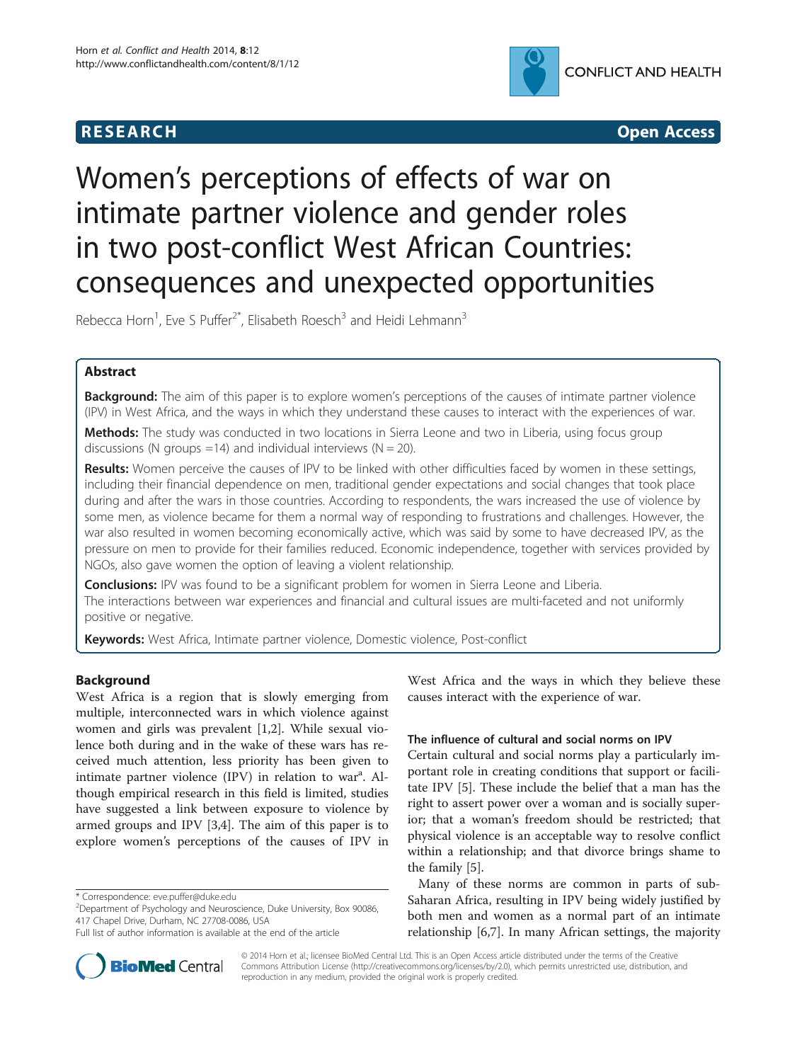**RESEARCH** **Open Access**

# Women's perceptions of effects of war on intimate partner violence and gender roles in two post-conflict West African Countries: consequences and unexpected opportunities

Rebecca Horn[1], Eve S Puffer[2*], Elisabeth Roesch[3] and Heidi Lehmann[3]

## Abstract

**Background:** The aim of this paper is to explore women's perceptions of the causes of intimate partner violence (IPV) in West Africa, and the ways in which they understand these causes to interact with the experiences of war.

**Methods:** The study was conducted in two locations in Sierra Leone and two in Liberia, using focus group discussions (N groups =14) and individual interviews (N = 20).

**Results:** Women perceive the causes of IPV to be linked with other difficulties faced by women in these settings, including their financial dependence on men, traditional gender expectations and social changes that took place during and after the wars in those countries. According to respondents, the wars increased the use of violence by some men, as violence became for them a normal way of responding to frustrations and challenges. However, the war also resulted in women becoming economically active, which was said by some to have decreased IPV, as the pressure on men to provide for their families reduced. Economic independence, together with services provided by NGOs, also gave women the option of leaving a violent relationship.

**Conclusions:** IPV was found to be a significant problem for women in Sierra Leone and Liberia. The interactions between war experiences and financial and cultural issues are multi-faceted and not uniformly positive or negative.

**Keywords:** West Africa, Intimate partner violence, Domestic violence, Post-conflict

## Background

West Africa is a region that is slowly emerging from multiple, interconnected wars in which violence against women and girls was prevalent [1,2]. While sexual violence both during and in the wake of these wars has received much attention, less priority has been given to intimate partner violence (IPV) in relation to war[a]. Although empirical research in this field is limited, studies have suggested a link between exposure to violence by armed groups and IPV [3,4]. The aim of this paper is to explore women's perceptions of the causes of IPV in West Africa and the ways in which they believe these causes interact with the experience of war.

### The influence of cultural and social norms on IPV

Certain cultural and social norms play a particularly important role in creating conditions that support or facilitate IPV [5]. These include the belief that a man has the right to assert power over a woman and is socially superior; that a woman's freedom should be restricted; that physical violence is an acceptable way to resolve conflict within a relationship; and that divorce brings shame to the family [5].

Many of these norms are common in parts of sub-Saharan Africa, resulting in IPV being widely justified by both men and women as a normal part of an intimate relationship [6,7]. In many African settings, the majority

\* Correspondence: eve.puffer@duke.edu
[2]Department of Psychology and Neuroscience, Duke University, Box 90086, 417 Chapel Drive, Durham, NC 27708-0086, USA
Full list of author information is available at the end of the article

© 2014 Horn et al.; licensee BioMed Central Ltd. This is an Open Access article distributed under the terms of the Creative Commons Attribution License (http://creativecommons.org/licenses/by/2.0), which permits unrestricted use, distribution, and reproduction in any medium, provided the original work is properly credited.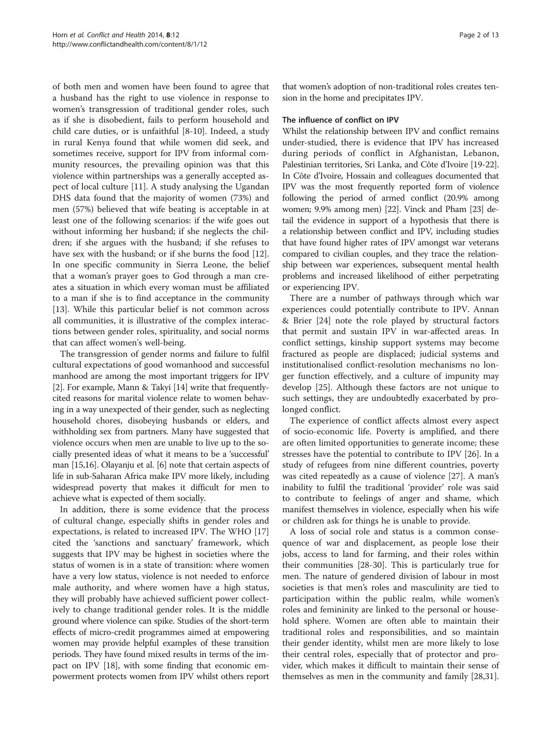of both men and women have been found to agree that a husband has the right to use violence in response to women's transgression of traditional gender roles, such as if she is disobedient, fails to perform household and child care duties, or is unfaithful [8-10]. Indeed, a study in rural Kenya found that while women did seek, and sometimes receive, support for IPV from informal community resources, the prevailing opinion was that this violence within partnerships was a generally accepted aspect of local culture [11]. A study analysing the Ugandan DHS data found that the majority of women (73%) and men (57%) believed that wife beating is acceptable in at least one of the following scenarios: if the wife goes out without informing her husband; if she neglects the children; if she argues with the husband; if she refuses to have sex with the husband; or if she burns the food [12]. In one specific community in Sierra Leone, the belief that a woman's prayer goes to God through a man creates a situation in which every woman must be affiliated to a man if she is to find acceptance in the community [13]. While this particular belief is not common across all communities, it is illustrative of the complex interactions between gender roles, spirituality, and social norms that can affect women's well-being.

The transgression of gender norms and failure to fulfil cultural expectations of good womanhood and successful manhood are among the most important triggers for IPV [2]. For example, Mann & Takyi [14] write that frequently-cited reasons for marital violence relate to women behaving in a way unexpected of their gender, such as neglecting household chores, disobeying husbands or elders, and withholding sex from partners. Many have suggested that violence occurs when men are unable to live up to the socially presented ideas of what it means to be a 'successful' man [15,16]. Olayanju et al. [6] note that certain aspects of life in sub-Saharan Africa make IPV more likely, including widespread poverty that makes it difficult for men to achieve what is expected of them socially.

In addition, there is some evidence that the process of cultural change, especially shifts in gender roles and expectations, is related to increased IPV. The WHO [17] cited the 'sanctions and sanctuary' framework, which suggests that IPV may be highest in societies where the status of women is in a state of transition: where women have a very low status, violence is not needed to enforce male authority, and where women have a high status, they will probably have achieved sufficient power collectively to change traditional gender roles. It is the middle ground where violence can spike. Studies of the short-term effects of micro-credit programmes aimed at empowering women may provide helpful examples of these transition periods. They have found mixed results in terms of the impact on IPV [18], with some finding that economic empowerment protects women from IPV whilst others report that women's adoption of non-traditional roles creates tension in the home and precipitates IPV.

### The influence of conflict on IPV

Whilst the relationship between IPV and conflict remains under-studied, there is evidence that IPV has increased during periods of conflict in Afghanistan, Lebanon, Palestinian territories, Sri Lanka, and Côte d'Ivoire [19-22]. In Côte d'Ivoire, Hossain and colleagues documented that IPV was the most frequently reported form of violence following the period of armed conflict (20.9% among women; 9.9% among men) [22]. Vinck and Pham [23] detail the evidence in support of a hypothesis that there is a relationship between conflict and IPV, including studies that have found higher rates of IPV amongst war veterans compared to civilian couples, and they trace the relationship between war experiences, subsequent mental health problems and increased likelihood of either perpetrating or experiencing IPV.

There are a number of pathways through which war experiences could potentially contribute to IPV. Annan & Brier [24] note the role played by structural factors that permit and sustain IPV in war-affected areas. In conflict settings, kinship support systems may become fractured as people are displaced; judicial systems and institutionalised conflict-resolution mechanisms no longer function effectively, and a culture of impunity may develop [25]. Although these factors are not unique to such settings, they are undoubtedly exacerbated by prolonged conflict.

The experience of conflict affects almost every aspect of socio-economic life. Poverty is amplified, and there are often limited opportunities to generate income; these stresses have the potential to contribute to IPV [26]. In a study of refugees from nine different countries, poverty was cited repeatedly as a cause of violence [27]. A man's inability to fulfil the traditional 'provider' role was said to contribute to feelings of anger and shame, which manifest themselves in violence, especially when his wife or children ask for things he is unable to provide.

A loss of social role and status is a common consequence of war and displacement, as people lose their jobs, access to land for farming, and their roles within their communities [28-30]. This is particularly true for men. The nature of gendered division of labour in most societies is that men's roles and masculinity are tied to participation within the public realm, while women's roles and femininity are linked to the personal or household sphere. Women are often able to maintain their traditional roles and responsibilities, and so maintain their gender identity, whilst men are more likely to lose their central roles, especially that of protector and provider, which makes it difficult to maintain their sense of themselves as men in the community and family [28,31].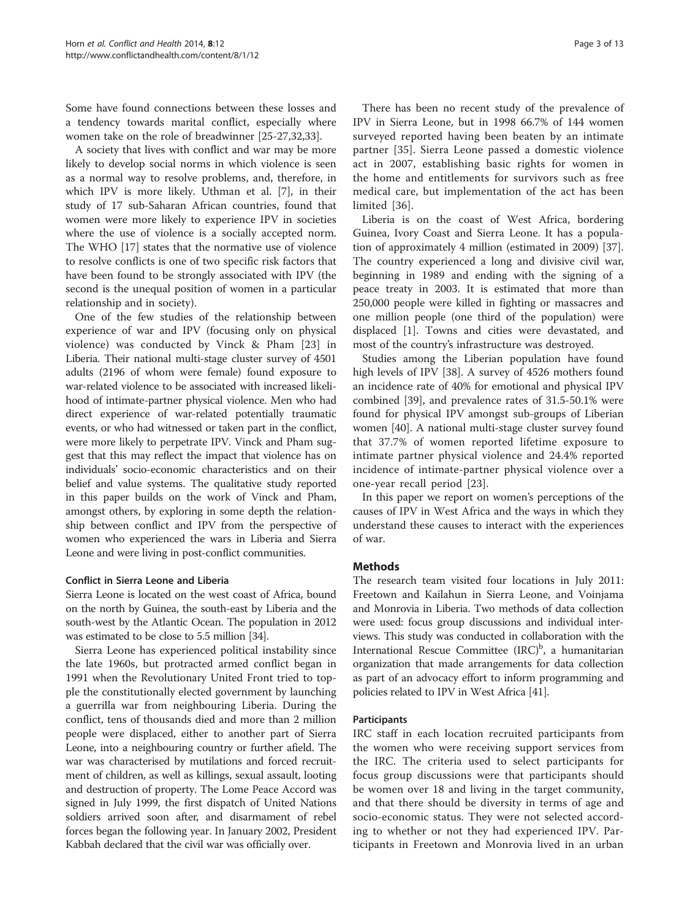Some have found connections between these losses and a tendency towards marital conflict, especially where women take on the role of breadwinner [25-27,32,33].

A society that lives with conflict and war may be more likely to develop social norms in which violence is seen as a normal way to resolve problems, and, therefore, in which IPV is more likely. Uthman et al. [7], in their study of 17 sub-Saharan African countries, found that women were more likely to experience IPV in societies where the use of violence is a socially accepted norm. The WHO [17] states that the normative use of violence to resolve conflicts is one of two specific risk factors that have been found to be strongly associated with IPV (the second is the unequal position of women in a particular relationship and in society).

One of the few studies of the relationship between experience of war and IPV (focusing only on physical violence) was conducted by Vinck & Pham [23] in Liberia. Their national multi-stage cluster survey of 4501 adults (2196 of whom were female) found exposure to war-related violence to be associated with increased likelihood of intimate-partner physical violence. Men who had direct experience of war-related potentially traumatic events, or who had witnessed or taken part in the conflict, were more likely to perpetrate IPV. Vinck and Pham suggest that this may reflect the impact that violence has on individuals' socio-economic characteristics and on their belief and value systems. The qualitative study reported in this paper builds on the work of Vinck and Pham, amongst others, by exploring in some depth the relationship between conflict and IPV from the perspective of women who experienced the wars in Liberia and Sierra Leone and were living in post-conflict communities.

### Conflict in Sierra Leone and Liberia

Sierra Leone is located on the west coast of Africa, bound on the north by Guinea, the south-east by Liberia and the south-west by the Atlantic Ocean. The population in 2012 was estimated to be close to 5.5 million [34].

Sierra Leone has experienced political instability since the late 1960s, but protracted armed conflict began in 1991 when the Revolutionary United Front tried to topple the constitutionally elected government by launching a guerrilla war from neighbouring Liberia. During the conflict, tens of thousands died and more than 2 million people were displaced, either to another part of Sierra Leone, into a neighbouring country or further afield. The war was characterised by mutilations and forced recruitment of children, as well as killings, sexual assault, looting and destruction of property. The Lome Peace Accord was signed in July 1999, the first dispatch of United Nations soldiers arrived soon after, and disarmament of rebel forces began the following year. In January 2002, President Kabbah declared that the civil war was officially over.

There has been no recent study of the prevalence of IPV in Sierra Leone, but in 1998 66.7% of 144 women surveyed reported having been beaten by an intimate partner [35]. Sierra Leone passed a domestic violence act in 2007, establishing basic rights for women in the home and entitlements for survivors such as free medical care, but implementation of the act has been limited [36].

Liberia is on the coast of West Africa, bordering Guinea, Ivory Coast and Sierra Leone. It has a population of approximately 4 million (estimated in 2009) [37]. The country experienced a long and divisive civil war, beginning in 1989 and ending with the signing of a peace treaty in 2003. It is estimated that more than 250,000 people were killed in fighting or massacres and one million people (one third of the population) were displaced [1]. Towns and cities were devastated, and most of the country's infrastructure was destroyed.

Studies among the Liberian population have found high levels of IPV [38]. A survey of 4526 mothers found an incidence rate of 40% for emotional and physical IPV combined [39], and prevalence rates of 31.5-50.1% were found for physical IPV amongst sub-groups of Liberian women [40]. A national multi-stage cluster survey found that 37.7% of women reported lifetime exposure to intimate partner physical violence and 24.4% reported incidence of intimate-partner physical violence over a one-year recall period [23].

In this paper we report on women's perceptions of the causes of IPV in West Africa and the ways in which they understand these causes to interact with the experiences of war.

## Methods

The research team visited four locations in July 2011: Freetown and Kailahun in Sierra Leone, and Voinjama and Monrovia in Liberia. Two methods of data collection were used: focus group discussions and individual interviews. This study was conducted in collaboration with the International Rescue Committee (IRC)[b], a humanitarian organization that made arrangements for data collection as part of an advocacy effort to inform programming and policies related to IPV in West Africa [41].

### Participants

IRC staff in each location recruited participants from the women who were receiving support services from the IRC. The criteria used to select participants for focus group discussions were that participants should be women over 18 and living in the target community, and that there should be diversity in terms of age and socio-economic status. They were not selected according to whether or not they had experienced IPV. Participants in Freetown and Monrovia lived in an urban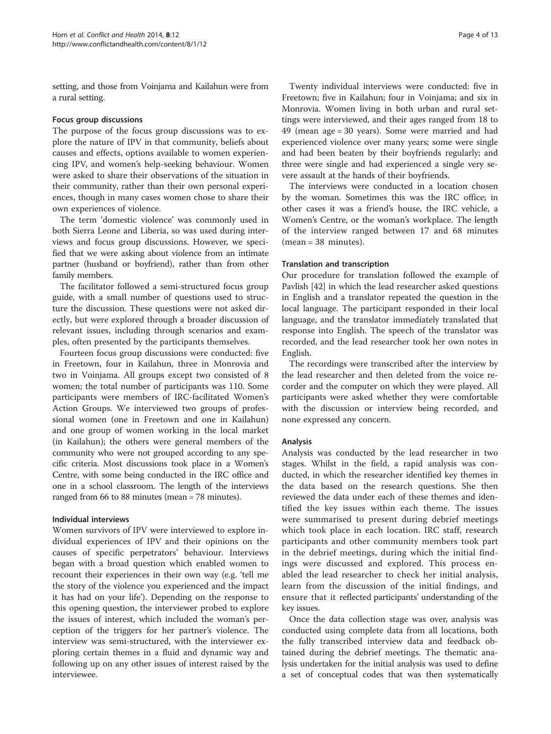setting, and those from Voinjama and Kailahun were from a rural setting.

### Focus group discussions

The purpose of the focus group discussions was to explore the nature of IPV in that community, beliefs about causes and effects, options available to women experiencing IPV, and women's help-seeking behaviour. Women were asked to share their observations of the situation in their community, rather than their own personal experiences, though in many cases women chose to share their own experiences of violence.

The term 'domestic violence' was commonly used in both Sierra Leone and Liberia, so was used during interviews and focus group discussions. However, we specified that we were asking about violence from an intimate partner (husband or boyfriend), rather than from other family members.

The facilitator followed a semi-structured focus group guide, with a small number of questions used to structure the discussion. These questions were not asked directly, but were explored through a broader discussion of relevant issues, including through scenarios and examples, often presented by the participants themselves.

Fourteen focus group discussions were conducted: five in Freetown, four in Kailahun, three in Monrovia and two in Voinjama. All groups except two consisted of 8 women; the total number of participants was 110. Some participants were members of IRC-facilitated Women's Action Groups. We interviewed two groups of professional women (one in Freetown and one in Kailahun) and one group of women working in the local market (in Kailahun); the others were general members of the community who were not grouped according to any specific criteria. Most discussions took place in a Women's Centre, with some being conducted in the IRC office and one in a school classroom. The length of the interviews ranged from 66 to 88 minutes (mean = 78 minutes).

### Individual interviews

Women survivors of IPV were interviewed to explore individual experiences of IPV and their opinions on the causes of specific perpetrators' behaviour. Interviews began with a broad question which enabled women to recount their experiences in their own way (e.g. 'tell me the story of the violence you experienced and the impact it has had on your life'). Depending on the response to this opening question, the interviewer probed to explore the issues of interest, which included the woman's perception of the triggers for her partner's violence. The interview was semi-structured, with the interviewer exploring certain themes in a fluid and dynamic way and following up on any other issues of interest raised by the interviewee.

Twenty individual interviews were conducted: five in Freetown; five in Kailahun; four in Voinjama; and six in Monrovia. Women living in both urban and rural settings were interviewed, and their ages ranged from 18 to 49 (mean age = 30 years). Some were married and had experienced violence over many years; some were single and had been beaten by their boyfriends regularly; and three were single and had experienced a single very severe assault at the hands of their boyfriends.

The interviews were conducted in a location chosen by the woman. Sometimes this was the IRC office; in other cases it was a friend's house, the IRC vehicle, a Women's Centre, or the woman's workplace. The length of the interview ranged between 17 and 68 minutes (mean = 38 minutes).

### Translation and transcription

Our procedure for translation followed the example of Pavlish [42] in which the lead researcher asked questions in English and a translator repeated the question in the local language. The participant responded in their local language, and the translator immediately translated that response into English. The speech of the translator was recorded, and the lead researcher took her own notes in English.

The recordings were transcribed after the interview by the lead researcher and then deleted from the voice recorder and the computer on which they were played. All participants were asked whether they were comfortable with the discussion or interview being recorded, and none expressed any concern.

### Analysis

Analysis was conducted by the lead researcher in two stages. Whilst in the field, a rapid analysis was conducted, in which the researcher identified key themes in the data based on the research questions. She then reviewed the data under each of these themes and identified the key issues within each theme. The issues were summarised to present during debrief meetings which took place in each location. IRC staff, research participants and other community members took part in the debrief meetings, during which the initial findings were discussed and explored. This process enabled the lead researcher to check her initial analysis, learn from the discussion of the initial findings, and ensure that it reflected participants' understanding of the key issues.

Once the data collection stage was over, analysis was conducted using complete data from all locations, both the fully transcribed interview data and feedback obtained during the debrief meetings. The thematic analysis undertaken for the initial analysis was used to define a set of conceptual codes that was then systematically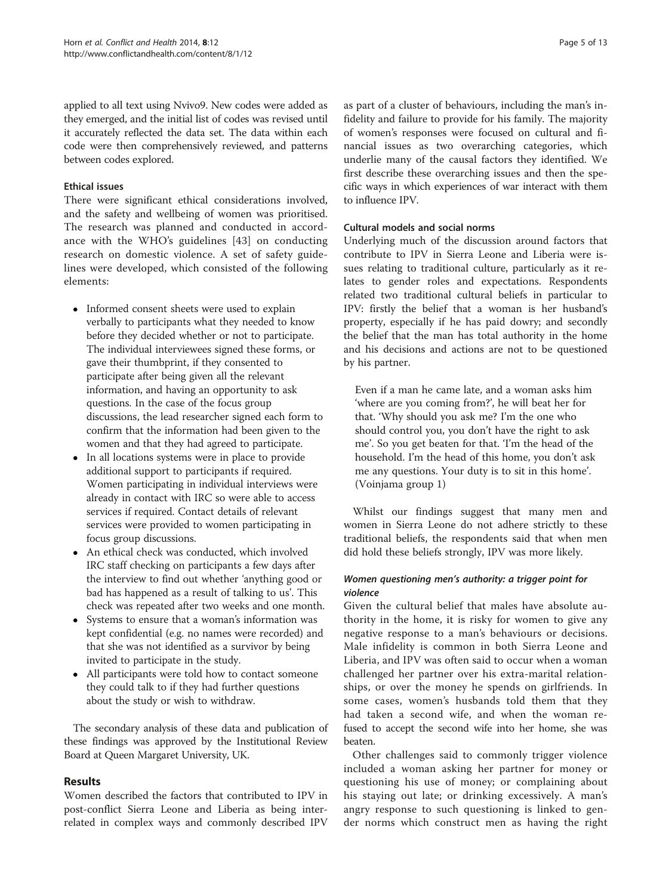applied to all text using Nvivo9. New codes were added as they emerged, and the initial list of codes was revised until it accurately reflected the data set. The data within each code were then comprehensively reviewed, and patterns between codes explored.

### Ethical issues

There were significant ethical considerations involved, and the safety and wellbeing of women was prioritised. The research was planned and conducted in accordance with the WHO's guidelines [43] on conducting research on domestic violence. A set of safety guidelines were developed, which consisted of the following elements:

- Informed consent sheets were used to explain verbally to participants what they needed to know before they decided whether or not to participate. The individual interviewees signed these forms, or gave their thumbprint, if they consented to participate after being given all the relevant information, and having an opportunity to ask questions. In the case of the focus group discussions, the lead researcher signed each form to confirm that the information had been given to the women and that they had agreed to participate.
- In all locations systems were in place to provide additional support to participants if required. Women participating in individual interviews were already in contact with IRC so were able to access services if required. Contact details of relevant services were provided to women participating in focus group discussions.
- An ethical check was conducted, which involved IRC staff checking on participants a few days after the interview to find out whether 'anything good or bad has happened as a result of talking to us'. This check was repeated after two weeks and one month.
- Systems to ensure that a woman's information was kept confidential (e.g. no names were recorded) and that she was not identified as a survivor by being invited to participate in the study.
- All participants were told how to contact someone they could talk to if they had further questions about the study or wish to withdraw.

The secondary analysis of these data and publication of these findings was approved by the Institutional Review Board at Queen Margaret University, UK.

## Results

Women described the factors that contributed to IPV in post-conflict Sierra Leone and Liberia as being interrelated in complex ways and commonly described IPV as part of a cluster of behaviours, including the man's infidelity and failure to provide for his family. The majority of women's responses were focused on cultural and financial issues as two overarching categories, which underlie many of the causal factors they identified. We first describe these overarching issues and then the specific ways in which experiences of war interact with them to influence IPV.

### Cultural models and social norms

Underlying much of the discussion around factors that contribute to IPV in Sierra Leone and Liberia were issues relating to traditional culture, particularly as it relates to gender roles and expectations. Respondents related two traditional cultural beliefs in particular to IPV: firstly the belief that a woman is her husband's property, especially if he has paid dowry; and secondly the belief that the man has total authority in the home and his decisions and actions are not to be questioned by his partner.

> Even if a man he came late, and a woman asks him 'where are you coming from?', he will beat her for that. 'Why should you ask me? I'm the one who should control you, you don't have the right to ask me'. So you get beaten for that. 'I'm the head of the household. I'm the head of this home, you don't ask me any questions. Your duty is to sit in this home'. (Voinjama group 1)

Whilst our findings suggest that many men and women in Sierra Leone do not adhere strictly to these traditional beliefs, the respondents said that when men did hold these beliefs strongly, IPV was more likely.

#### *Women questioning men's authority: a trigger point for violence*

Given the cultural belief that males have absolute authority in the home, it is risky for women to give any negative response to a man's behaviours or decisions. Male infidelity is common in both Sierra Leone and Liberia, and IPV was often said to occur when a woman challenged her partner over his extra-marital relationships, or over the money he spends on girlfriends. In some cases, women's husbands told them that they had taken a second wife, and when the woman refused to accept the second wife into her home, she was beaten.

Other challenges said to commonly trigger violence included a woman asking her partner for money or questioning his use of money; or complaining about his staying out late; or drinking excessively. A man's angry response to such questioning is linked to gender norms which construct men as having the right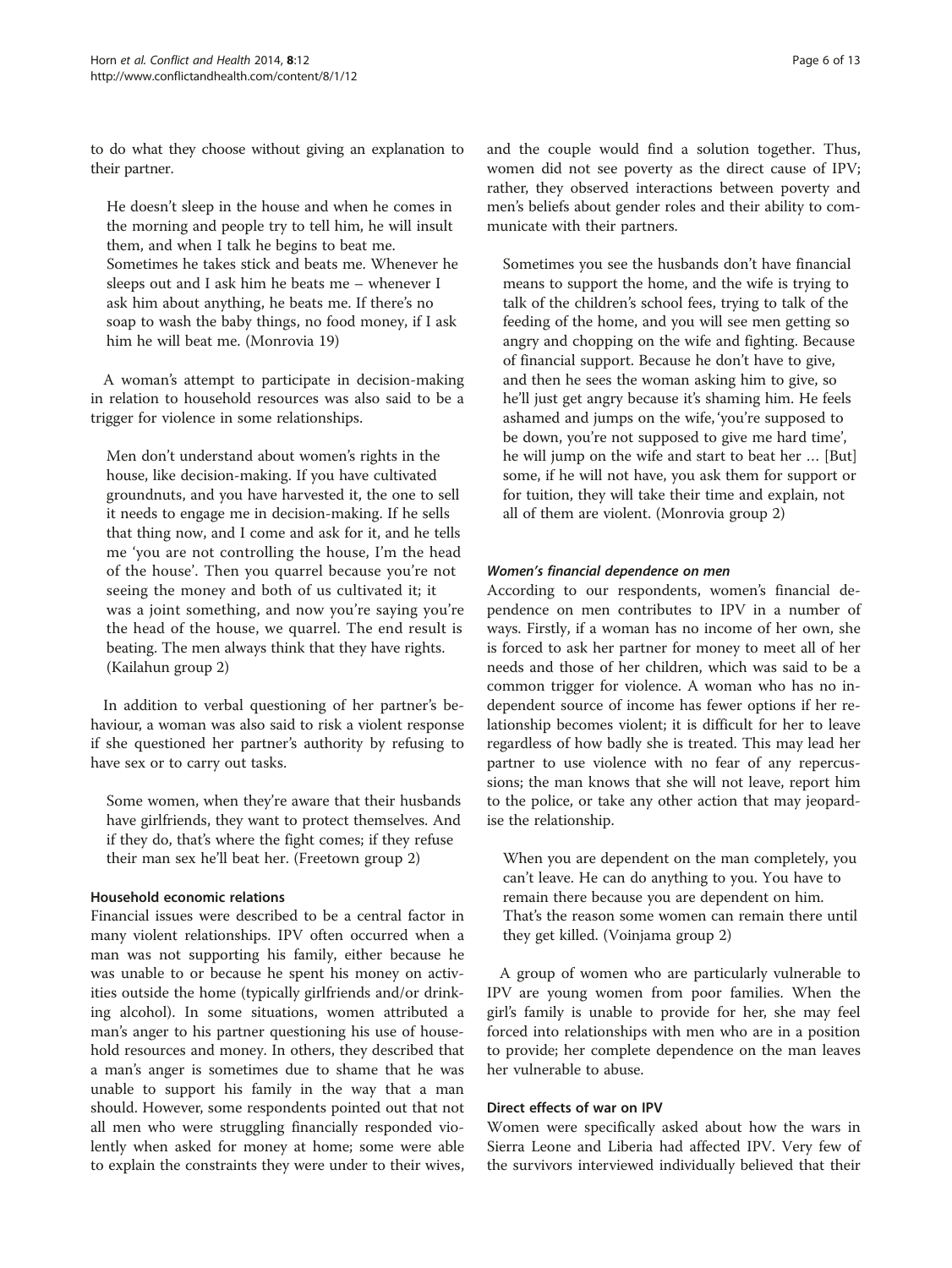to do what they choose without giving an explanation to their partner.

> He doesn't sleep in the house and when he comes in the morning and people try to tell him, he will insult them, and when I talk he begins to beat me. Sometimes he takes stick and beats me. Whenever he sleeps out and I ask him he beats me – whenever I ask him about anything, he beats me. If there's no soap to wash the baby things, no food money, if I ask him he will beat me. (Monrovia 19)

A woman's attempt to participate in decision-making in relation to household resources was also said to be a trigger for violence in some relationships.

> Men don't understand about women's rights in the house, like decision-making. If you have cultivated groundnuts, and you have harvested it, the one to sell it needs to engage me in decision-making. If he sells that thing now, and I come and ask for it, and he tells me 'you are not controlling the house, I'm the head of the house'. Then you quarrel because you're not seeing the money and both of us cultivated it; it was a joint something, and now you're saying you're the head of the house, we quarrel. The end result is beating. The men always think that they have rights. (Kailahun group 2)

In addition to verbal questioning of her partner's behaviour, a woman was also said to risk a violent response if she questioned her partner's authority by refusing to have sex or to carry out tasks.

> Some women, when they're aware that their husbands have girlfriends, they want to protect themselves. And if they do, that's where the fight comes; if they refuse their man sex he'll beat her. (Freetown group 2)

#### Household economic relations

Financial issues were described to be a central factor in many violent relationships. IPV often occurred when a man was not supporting his family, either because he was unable to or because he spent his money on activities outside the home (typically girlfriends and/or drinking alcohol). In some situations, women attributed a man's anger to his partner questioning his use of household resources and money. In others, they described that a man's anger is sometimes due to shame that he was unable to support his family in the way that a man should. However, some respondents pointed out that not all men who were struggling financially responded violently when asked for money at home; some were able to explain the constraints they were under to their wives, and the couple would find a solution together. Thus, women did not see poverty as the direct cause of IPV; rather, they observed interactions between poverty and men's beliefs about gender roles and their ability to communicate with their partners.

> Sometimes you see the husbands don't have financial means to support the home, and the wife is trying to talk of the children's school fees, trying to talk of the feeding of the home, and you will see men getting so angry and chopping on the wife and fighting. Because of financial support. Because he don't have to give, and then he sees the woman asking him to give, so he'll just get angry because it's shaming him. He feels ashamed and jumps on the wife, 'you're supposed to be down, you're not supposed to give me hard time', he will jump on the wife and start to beat her … [But] some, if he will not have, you ask them for support or for tuition, they will take their time and explain, not all of them are violent. (Monrovia group 2)

##### *Women's financial dependence on men*

According to our respondents, women's financial dependence on men contributes to IPV in a number of ways. Firstly, if a woman has no income of her own, she is forced to ask her partner for money to meet all of her needs and those of her children, which was said to be a common trigger for violence. A woman who has no independent source of income has fewer options if her relationship becomes violent; it is difficult for her to leave regardless of how badly she is treated. This may lead her partner to use violence with no fear of any repercussions; the man knows that she will not leave, report him to the police, or take any other action that may jeopardise the relationship.

> When you are dependent on the man completely, you can't leave. He can do anything to you. You have to remain there because you are dependent on him. That's the reason some women can remain there until they get killed. (Voinjama group 2)

A group of women who are particularly vulnerable to IPV are young women from poor families. When the girl's family is unable to provide for her, she may feel forced into relationships with men who are in a position to provide; her complete dependence on the man leaves her vulnerable to abuse.

#### Direct effects of war on IPV

Women were specifically asked about how the wars in Sierra Leone and Liberia had affected IPV. Very few of the survivors interviewed individually believed that their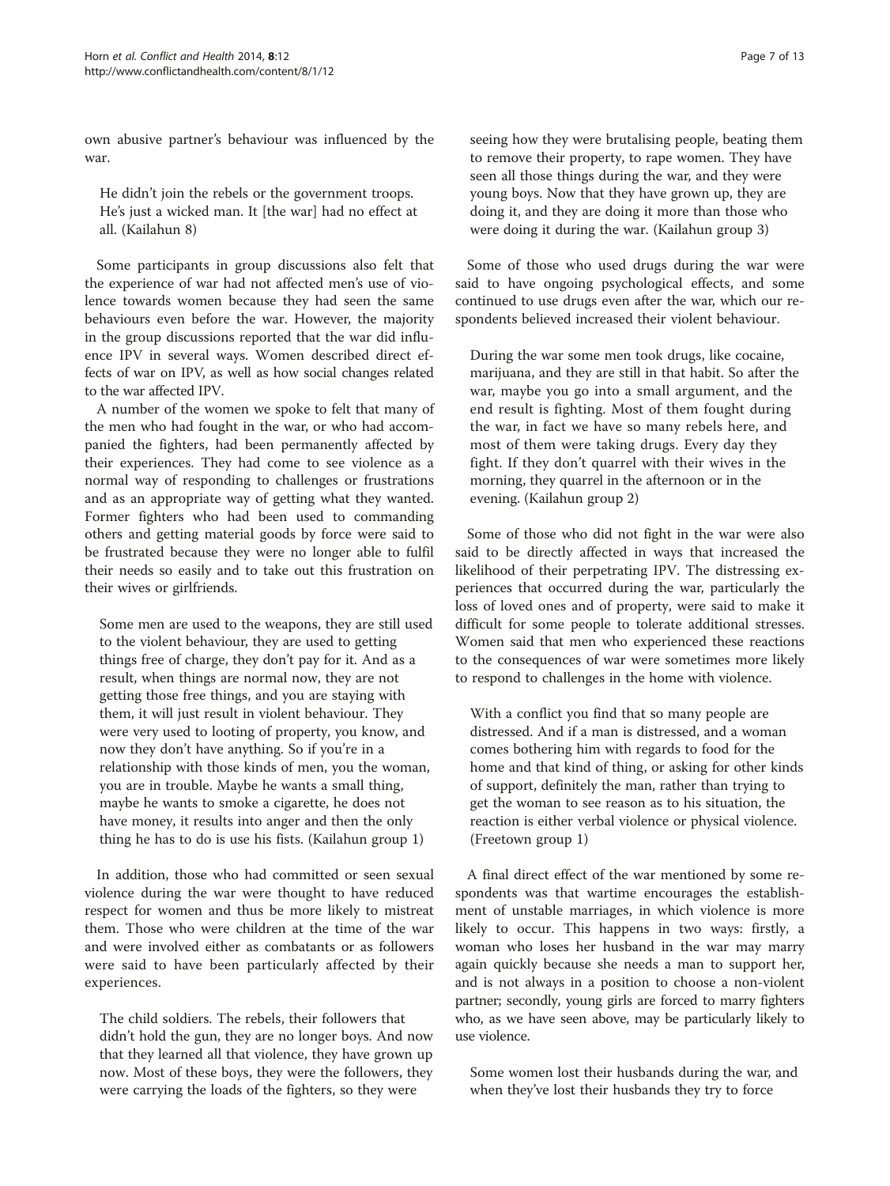own abusive partner's behaviour was influenced by the war.

> He didn't join the rebels or the government troops. He's just a wicked man. It [the war] had no effect at all. (Kailahun 8)

Some participants in group discussions also felt that the experience of war had not affected men's use of violence towards women because they had seen the same behaviours even before the war. However, the majority in the group discussions reported that the war did influence IPV in several ways. Women described direct effects of war on IPV, as well as how social changes related to the war affected IPV.

A number of the women we spoke to felt that many of the men who had fought in the war, or who had accompanied the fighters, had been permanently affected by their experiences. They had come to see violence as a normal way of responding to challenges or frustrations and as an appropriate way of getting what they wanted. Former fighters who had been used to commanding others and getting material goods by force were said to be frustrated because they were no longer able to fulfil their needs so easily and to take out this frustration on their wives or girlfriends.

> Some men are used to the weapons, they are still used to the violent behaviour, they are used to getting things free of charge, they don't pay for it. And as a result, when things are normal now, they are not getting those free things, and you are staying with them, it will just result in violent behaviour. They were very used to looting of property, you know, and now they don't have anything. So if you're in a relationship with those kinds of men, you the woman, you are in trouble. Maybe he wants a small thing, maybe he wants to smoke a cigarette, he does not have money, it results into anger and then the only thing he has to do is use his fists. (Kailahun group 1)

In addition, those who had committed or seen sexual violence during the war were thought to have reduced respect for women and thus be more likely to mistreat them. Those who were children at the time of the war and were involved either as combatants or as followers were said to have been particularly affected by their experiences.

> The child soldiers. The rebels, their followers that didn't hold the gun, they are no longer boys. And now that they learned all that violence, they have grown up now. Most of these boys, they were the followers, they were carrying the loads of the fighters, so they were seeing how they were brutalising people, beating them to remove their property, to rape women. They have seen all those things during the war, and they were young boys. Now that they have grown up, they are doing it, and they are doing it more than those who were doing it during the war. (Kailahun group 3)

Some of those who used drugs during the war were said to have ongoing psychological effects, and some continued to use drugs even after the war, which our respondents believed increased their violent behaviour.

> During the war some men took drugs, like cocaine, marijuana, and they are still in that habit. So after the war, maybe you go into a small argument, and the end result is fighting. Most of them fought during the war, in fact we have so many rebels here, and most of them were taking drugs. Every day they fight. If they don't quarrel with their wives in the morning, they quarrel in the afternoon or in the evening. (Kailahun group 2)

Some of those who did not fight in the war were also said to be directly affected in ways that increased the likelihood of their perpetrating IPV. The distressing experiences that occurred during the war, particularly the loss of loved ones and of property, were said to make it difficult for some people to tolerate additional stresses. Women said that men who experienced these reactions to the consequences of war were sometimes more likely to respond to challenges in the home with violence.

> With a conflict you find that so many people are distressed. And if a man is distressed, and a woman comes bothering him with regards to food for the home and that kind of thing, or asking for other kinds of support, definitely the man, rather than trying to get the woman to see reason as to his situation, the reaction is either verbal violence or physical violence. (Freetown group 1)

A final direct effect of the war mentioned by some respondents was that wartime encourages the establishment of unstable marriages, in which violence is more likely to occur. This happens in two ways: firstly, a woman who loses her husband in the war may marry again quickly because she needs a man to support her, and is not always in a position to choose a non-violent partner; secondly, young girls are forced to marry fighters who, as we have seen above, may be particularly likely to use violence.

> Some women lost their husbands during the war, and when they've lost their husbands they try to force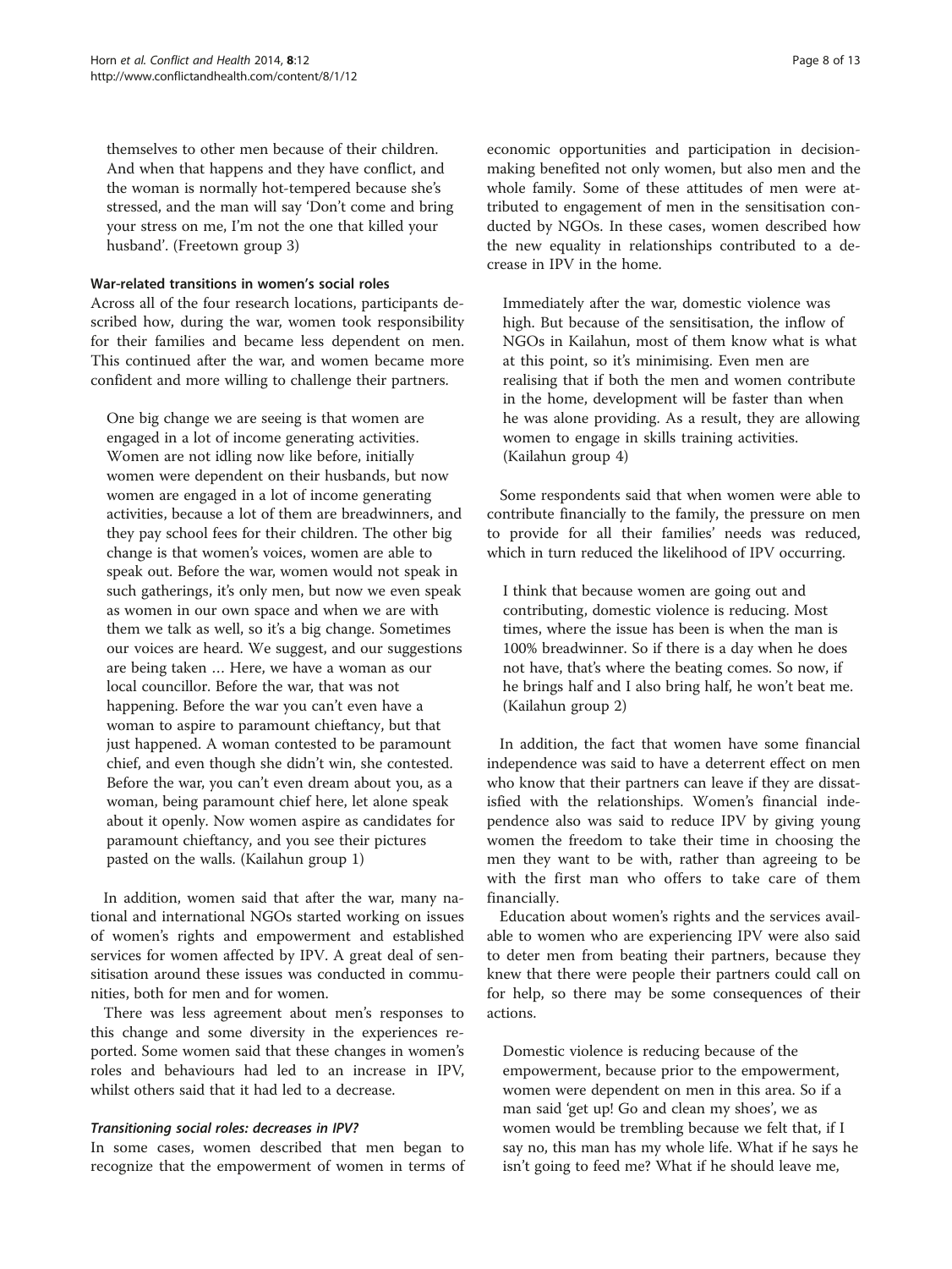themselves to other men because of their children. And when that happens and they have conflict, and the woman is normally hot-tempered because she's stressed, and the man will say 'Don't come and bring your stress on me, I'm not the one that killed your husband'. (Freetown group 3)

### War-related transitions in women's social roles

Across all of the four research locations, participants described how, during the war, women took responsibility for their families and became less dependent on men. This continued after the war, and women became more confident and more willing to challenge their partners.

> One big change we are seeing is that women are engaged in a lot of income generating activities. Women are not idling now like before, initially women were dependent on their husbands, but now women are engaged in a lot of income generating activities, because a lot of them are breadwinners, and they pay school fees for their children. The other big change is that women's voices, women are able to speak out. Before the war, women would not speak in such gatherings, it's only men, but now we even speak as women in our own space and when we are with them we talk as well, so it's a big change. Sometimes our voices are heard. We suggest, and our suggestions are being taken … Here, we have a woman as our local councillor. Before the war, that was not happening. Before the war you can't even have a woman to aspire to paramount chieftancy, but that just happened. A woman contested to be paramount chief, and even though she didn't win, she contested. Before the war, you can't even dream about you, as a woman, being paramount chief here, let alone speak about it openly. Now women aspire as candidates for paramount chieftancy, and you see their pictures pasted on the walls. (Kailahun group 1)

In addition, women said that after the war, many national and international NGOs started working on issues of women's rights and empowerment and established services for women affected by IPV. A great deal of sensitisation around these issues was conducted in communities, both for men and for women.

There was less agreement about men's responses to this change and some diversity in the experiences reported. Some women said that these changes in women's roles and behaviours had led to an increase in IPV, whilst others said that it had led to a decrease.

#### *Transitioning social roles: decreases in IPV?*

In some cases, women described that men began to recognize that the empowerment of women in terms of economic opportunities and participation in decision-making benefited not only women, but also men and the whole family. Some of these attitudes of men were attributed to engagement of men in the sensitisation conducted by NGOs. In these cases, women described how the new equality in relationships contributed to a decrease in IPV in the home.

> Immediately after the war, domestic violence was high. But because of the sensitisation, the inflow of NGOs in Kailahun, most of them know what is what at this point, so it's minimising. Even men are realising that if both the men and women contribute in the home, development will be faster than when he was alone providing. As a result, they are allowing women to engage in skills training activities. (Kailahun group 4)

Some respondents said that when women were able to contribute financially to the family, the pressure on men to provide for all their families' needs was reduced, which in turn reduced the likelihood of IPV occurring.

> I think that because women are going out and contributing, domestic violence is reducing. Most times, where the issue has been is when the man is 100% breadwinner. So if there is a day when he does not have, that's where the beating comes. So now, if he brings half and I also bring half, he won't beat me. (Kailahun group 2)

In addition, the fact that women have some financial independence was said to have a deterrent effect on men who know that their partners can leave if they are dissatisfied with the relationships. Women's financial independence also was said to reduce IPV by giving young women the freedom to take their time in choosing the men they want to be with, rather than agreeing to be with the first man who offers to take care of them financially.

Education about women's rights and the services available to women who are experiencing IPV were also said to deter men from beating their partners, because they knew that there were people their partners could call on for help, so there may be some consequences of their actions.

> Domestic violence is reducing because of the empowerment, because prior to the empowerment, women were dependent on men in this area. So if a man said 'get up! Go and clean my shoes', we as women would be trembling because we felt that, if I say no, this man has my whole life. What if he says he isn't going to feed me? What if he should leave me,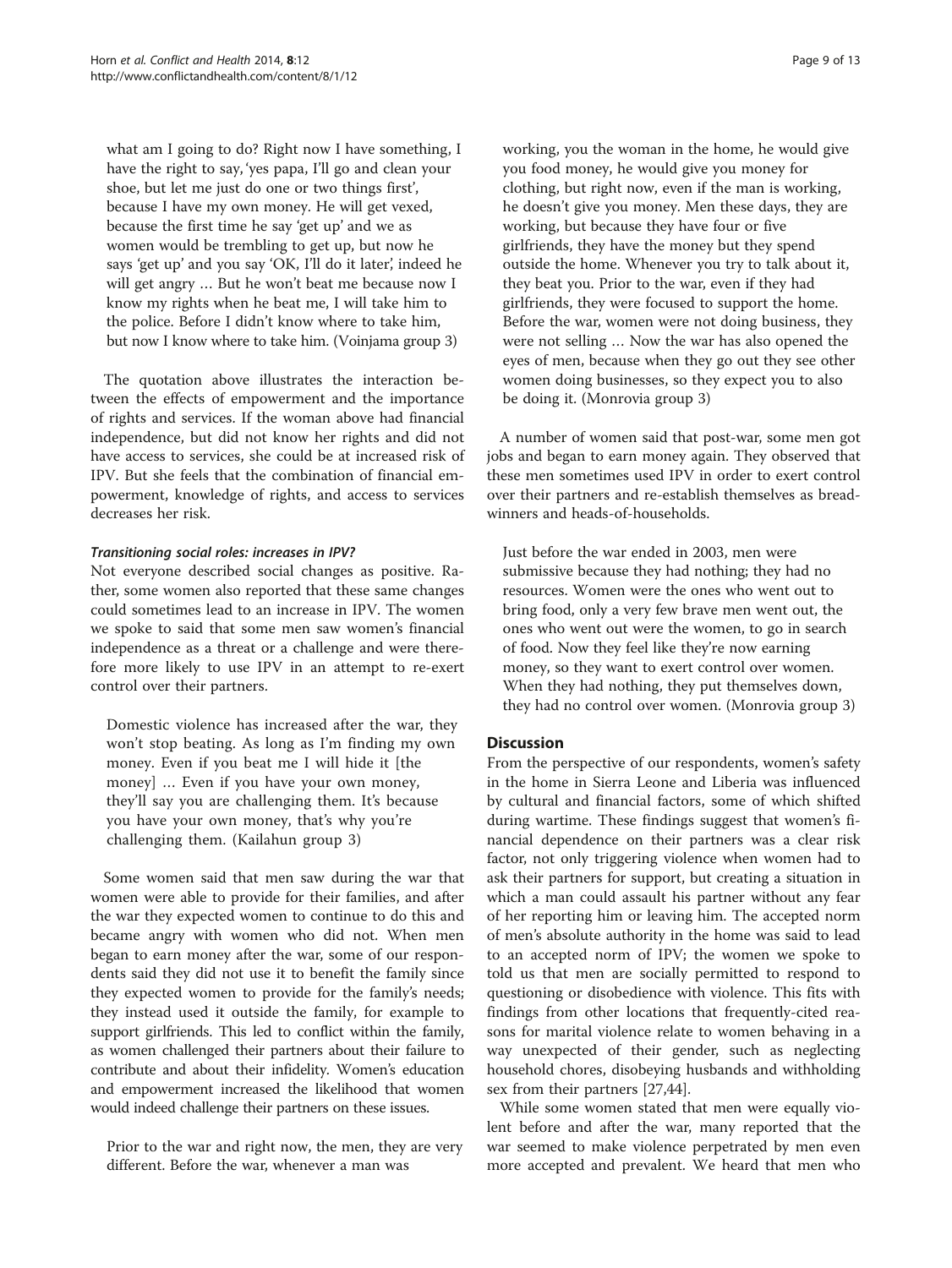> what am I going to do? Right now I have something, I have the right to say, 'yes papa, I'll go and clean your shoe, but let me just do one or two things first', because I have my own money. He will get vexed, because the first time he say 'get up' and we as women would be trembling to get up, but now he says 'get up' and you say 'OK, I'll do it later', indeed he will get angry … But he won't beat me because now I know my rights when he beat me, I will take him to the police. Before I didn't know where to take him, but now I know where to take him. (Voinjama group 3)

The quotation above illustrates the interaction between the effects of empowerment and the importance of rights and services. If the woman above had financial independence, but did not know her rights and did not have access to services, she could be at increased risk of IPV. But she feels that the combination of financial empowerment, knowledge of rights, and access to services decreases her risk.

#### *Transitioning social roles: increases in IPV?*

Not everyone described social changes as positive. Rather, some women also reported that these same changes could sometimes lead to an increase in IPV. The women we spoke to said that some men saw women's financial independence as a threat or a challenge and were therefore more likely to use IPV in an attempt to re-exert control over their partners.

> Domestic violence has increased after the war, they won't stop beating. As long as I'm finding my own money. Even if you beat me I will hide it [the money] … Even if you have your own money, they'll say you are challenging them. It's because you have your own money, that's why you're challenging them. (Kailahun group 3)

Some women said that men saw during the war that women were able to provide for their families, and after the war they expected women to continue to do this and became angry with women who did not. When men began to earn money after the war, some of our respondents said they did not use it to benefit the family since they expected women to provide for the family's needs; they instead used it outside the family, for example to support girlfriends. This led to conflict within the family, as women challenged their partners about their failure to contribute and about their infidelity. Women's education and empowerment increased the likelihood that women would indeed challenge their partners on these issues.

> Prior to the war and right now, the men, they are very different. Before the war, whenever a man was working, you the woman in the home, he would give you food money, he would give you money for clothing, but right now, even if the man is working, he doesn't give you money. Men these days, they are working, but because they have four or five girlfriends, they have the money but they spend outside the home. Whenever you try to talk about it, they beat you. Prior to the war, even if they had girlfriends, they were focused to support the home. Before the war, women were not doing business, they were not selling … Now the war has also opened the eyes of men, because when they go out they see other women doing businesses, so they expect you to also be doing it. (Monrovia group 3)

A number of women said that post-war, some men got jobs and began to earn money again. They observed that these men sometimes used IPV in order to exert control over their partners and re-establish themselves as breadwinners and heads-of-households.

> Just before the war ended in 2003, men were submissive because they had nothing; they had no resources. Women were the ones who went out to bring food, only a very few brave men went out, the ones who went out were the women, to go in search of food. Now they feel like they're now earning money, so they want to exert control over women. When they had nothing, they put themselves down, they had no control over women. (Monrovia group 3)

## Discussion

From the perspective of our respondents, women's safety in the home in Sierra Leone and Liberia was influenced by cultural and financial factors, some of which shifted during wartime. These findings suggest that women's financial dependence on their partners was a clear risk factor, not only triggering violence when women had to ask their partners for support, but creating a situation in which a man could assault his partner without any fear of her reporting him or leaving him. The accepted norm of men's absolute authority in the home was said to lead to an accepted norm of IPV; the women we spoke to told us that men are socially permitted to respond to questioning or disobedience with violence. This fits with findings from other locations that frequently-cited reasons for marital violence relate to women behaving in a way unexpected of their gender, such as neglecting household chores, disobeying husbands and withholding sex from their partners [27,44].

While some women stated that men were equally violent before and after the war, many reported that the war seemed to make violence perpetrated by men even more accepted and prevalent. We heard that men who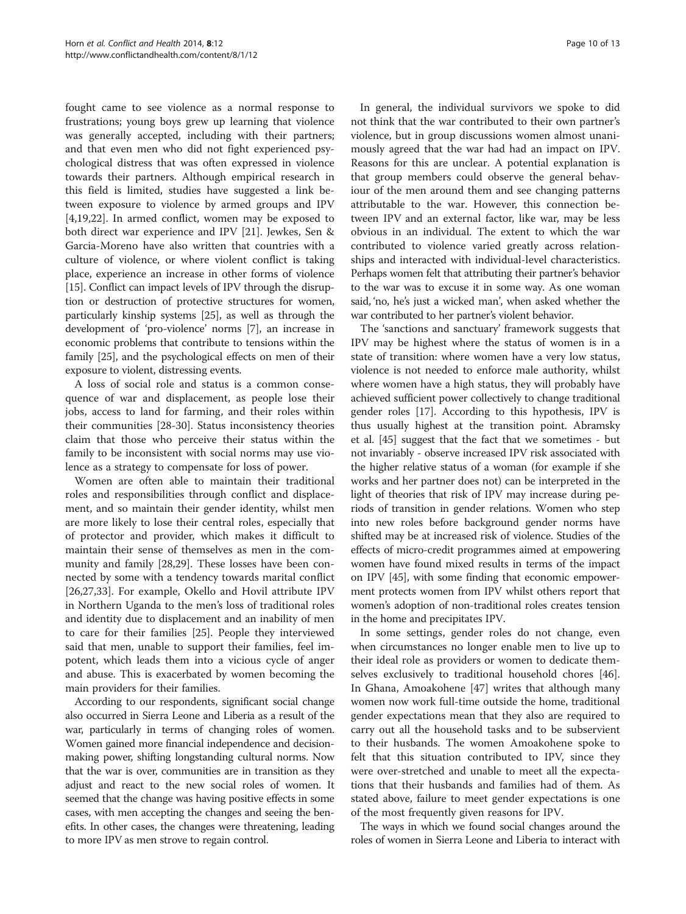fought came to see violence as a normal response to frustrations; young boys grew up learning that violence was generally accepted, including with their partners; and that even men who did not fight experienced psychological distress that was often expressed in violence towards their partners. Although empirical research in this field is limited, studies have suggested a link between exposure to violence by armed groups and IPV [4,19,22]. In armed conflict, women may be exposed to both direct war experience and IPV [21]. Jewkes, Sen & Garcia-Moreno have also written that countries with a culture of violence, or where violent conflict is taking place, experience an increase in other forms of violence [15]. Conflict can impact levels of IPV through the disruption or destruction of protective structures for women, particularly kinship systems [25], as well as through the development of 'pro-violence' norms [7], an increase in economic problems that contribute to tensions within the family [25], and the psychological effects on men of their exposure to violent, distressing events.

A loss of social role and status is a common consequence of war and displacement, as people lose their jobs, access to land for farming, and their roles within their communities [28-30]. Status inconsistency theories claim that those who perceive their status within the family to be inconsistent with social norms may use violence as a strategy to compensate for loss of power.

Women are often able to maintain their traditional roles and responsibilities through conflict and displacement, and so maintain their gender identity, whilst men are more likely to lose their central roles, especially that of protector and provider, which makes it difficult to maintain their sense of themselves as men in the community and family [28,29]. These losses have been connected by some with a tendency towards marital conflict [26,27,33]. For example, Okello and Hovil attribute IPV in Northern Uganda to the men's loss of traditional roles and identity due to displacement and an inability of men to care for their families [25]. People they interviewed said that men, unable to support their families, feel impotent, which leads them into a vicious cycle of anger and abuse. This is exacerbated by women becoming the main providers for their families.

According to our respondents, significant social change also occurred in Sierra Leone and Liberia as a result of the war, particularly in terms of changing roles of women. Women gained more financial independence and decision-making power, shifting longstanding cultural norms. Now that the war is over, communities are in transition as they adjust and react to the new social roles of women. It seemed that the change was having positive effects in some cases, with men accepting the changes and seeing the benefits. In other cases, the changes were threatening, leading to more IPV as men strove to regain control.

In general, the individual survivors we spoke to did not think that the war contributed to their own partner's violence, but in group discussions women almost unanimously agreed that the war had had an impact on IPV. Reasons for this are unclear. A potential explanation is that group members could observe the general behaviour of the men around them and see changing patterns attributable to the war. However, this connection between IPV and an external factor, like war, may be less obvious in an individual. The extent to which the war contributed to violence varied greatly across relationships and interacted with individual-level characteristics. Perhaps women felt that attributing their partner's behavior to the war was to excuse it in some way. As one woman said, 'no, he's just a wicked man', when asked whether the war contributed to her partner's violent behavior.

The 'sanctions and sanctuary' framework suggests that IPV may be highest where the status of women is in a state of transition: where women have a very low status, violence is not needed to enforce male authority, whilst where women have a high status, they will probably have achieved sufficient power collectively to change traditional gender roles [17]. According to this hypothesis, IPV is thus usually highest at the transition point. Abramsky et al. [45] suggest that the fact that we sometimes - but not invariably - observe increased IPV risk associated with the higher relative status of a woman (for example if she works and her partner does not) can be interpreted in the light of theories that risk of IPV may increase during periods of transition in gender relations. Women who step into new roles before background gender norms have shifted may be at increased risk of violence. Studies of the effects of micro-credit programmes aimed at empowering women have found mixed results in terms of the impact on IPV [45], with some finding that economic empowerment protects women from IPV whilst others report that women's adoption of non-traditional roles creates tension in the home and precipitates IPV.

In some settings, gender roles do not change, even when circumstances no longer enable men to live up to their ideal role as providers or women to dedicate themselves exclusively to traditional household chores [46]. In Ghana, Amoakohene [47] writes that although many women now work full-time outside the home, traditional gender expectations mean that they also are required to carry out all the household tasks and to be subservient to their husbands. The women Amoakohene spoke to felt that this situation contributed to IPV, since they were over-stretched and unable to meet all the expectations that their husbands and families had of them. As stated above, failure to meet gender expectations is one of the most frequently given reasons for IPV.

The ways in which we found social changes around the roles of women in Sierra Leone and Liberia to interact with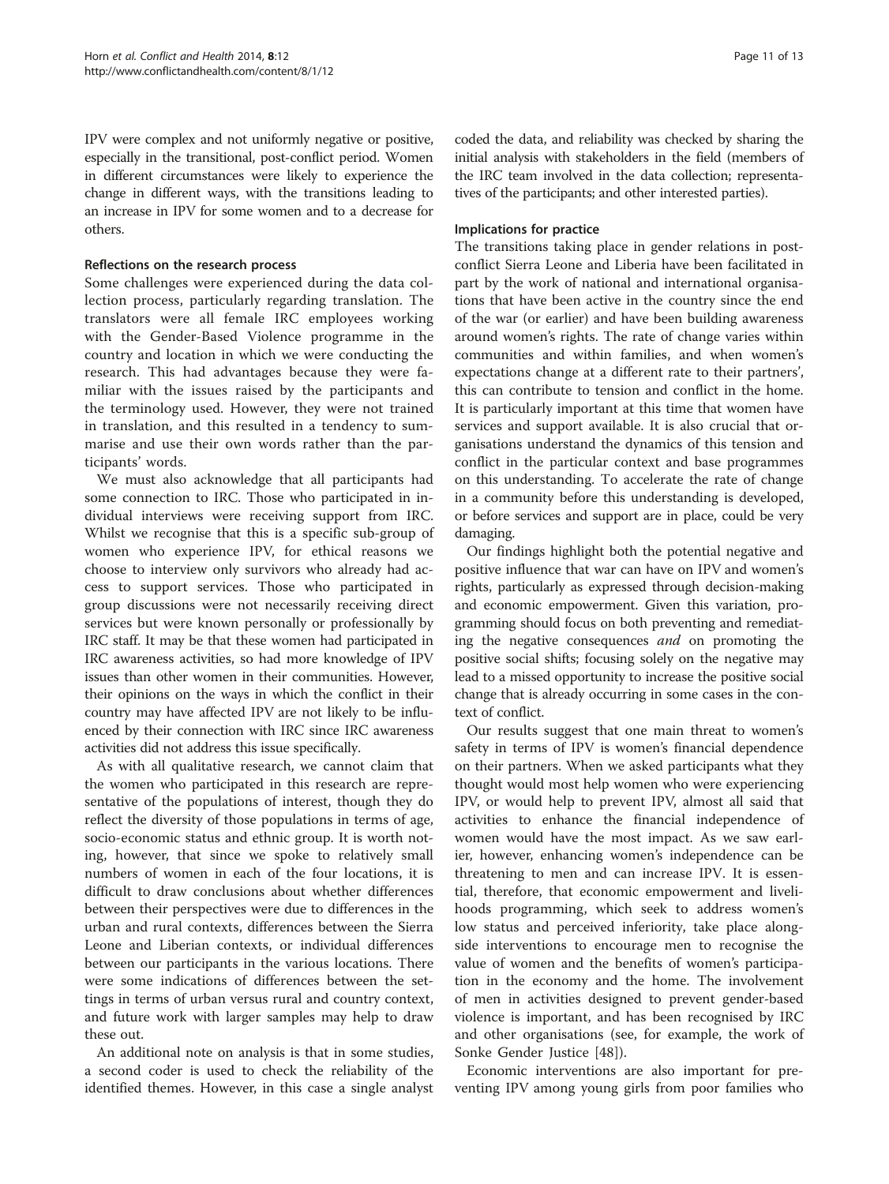IPV were complex and not uniformly negative or positive, especially in the transitional, post-conflict period. Women in different circumstances were likely to experience the change in different ways, with the transitions leading to an increase in IPV for some women and to a decrease for others.

### Reflections on the research process

Some challenges were experienced during the data collection process, particularly regarding translation. The translators were all female IRC employees working with the Gender-Based Violence programme in the country and location in which we were conducting the research. This had advantages because they were familiar with the issues raised by the participants and the terminology used. However, they were not trained in translation, and this resulted in a tendency to summarise and use their own words rather than the participants' words.

We must also acknowledge that all participants had some connection to IRC. Those who participated in individual interviews were receiving support from IRC. Whilst we recognise that this is a specific sub-group of women who experience IPV, for ethical reasons we choose to interview only survivors who already had access to support services. Those who participated in group discussions were not necessarily receiving direct services but were known personally or professionally by IRC staff. It may be that these women had participated in IRC awareness activities, so had more knowledge of IPV issues than other women in their communities. However, their opinions on the ways in which the conflict in their country may have affected IPV are not likely to be influenced by their connection with IRC since IRC awareness activities did not address this issue specifically.

As with all qualitative research, we cannot claim that the women who participated in this research are representative of the populations of interest, though they do reflect the diversity of those populations in terms of age, socio-economic status and ethnic group. It is worth noting, however, that since we spoke to relatively small numbers of women in each of the four locations, it is difficult to draw conclusions about whether differences between their perspectives were due to differences in the urban and rural contexts, differences between the Sierra Leone and Liberian contexts, or individual differences between our participants in the various locations. There were some indications of differences between the settings in terms of urban versus rural and country context, and future work with larger samples may help to draw these out.

An additional note on analysis is that in some studies, a second coder is used to check the reliability of the identified themes. However, in this case a single analyst coded the data, and reliability was checked by sharing the initial analysis with stakeholders in the field (members of the IRC team involved in the data collection; representatives of the participants; and other interested parties).

### Implications for practice

The transitions taking place in gender relations in post-conflict Sierra Leone and Liberia have been facilitated in part by the work of national and international organisations that have been active in the country since the end of the war (or earlier) and have been building awareness around women's rights. The rate of change varies within communities and within families, and when women's expectations change at a different rate to their partners', this can contribute to tension and conflict in the home. It is particularly important at this time that women have services and support available. It is also crucial that organisations understand the dynamics of this tension and conflict in the particular context and base programmes on this understanding. To accelerate the rate of change in a community before this understanding is developed, or before services and support are in place, could be very damaging.

Our findings highlight both the potential negative and positive influence that war can have on IPV and women's rights, particularly as expressed through decision-making and economic empowerment. Given this variation, programming should focus on both preventing and remediating the negative consequences *and* on promoting the positive social shifts; focusing solely on the negative may lead to a missed opportunity to increase the positive social change that is already occurring in some cases in the context of conflict.

Our results suggest that one main threat to women's safety in terms of IPV is women's financial dependence on their partners. When we asked participants what they thought would most help women who were experiencing IPV, or would help to prevent IPV, almost all said that activities to enhance the financial independence of women would have the most impact. As we saw earlier, however, enhancing women's independence can be threatening to men and can increase IPV. It is essential, therefore, that economic empowerment and livelihoods programming, which seek to address women's low status and perceived inferiority, take place alongside interventions to encourage men to recognise the value of women and the benefits of women's participation in the economy and the home. The involvement of men in activities designed to prevent gender-based violence is important, and has been recognised by IRC and other organisations (see, for example, the work of Sonke Gender Justice [48]).

Economic interventions are also important for preventing IPV among young girls from poor families who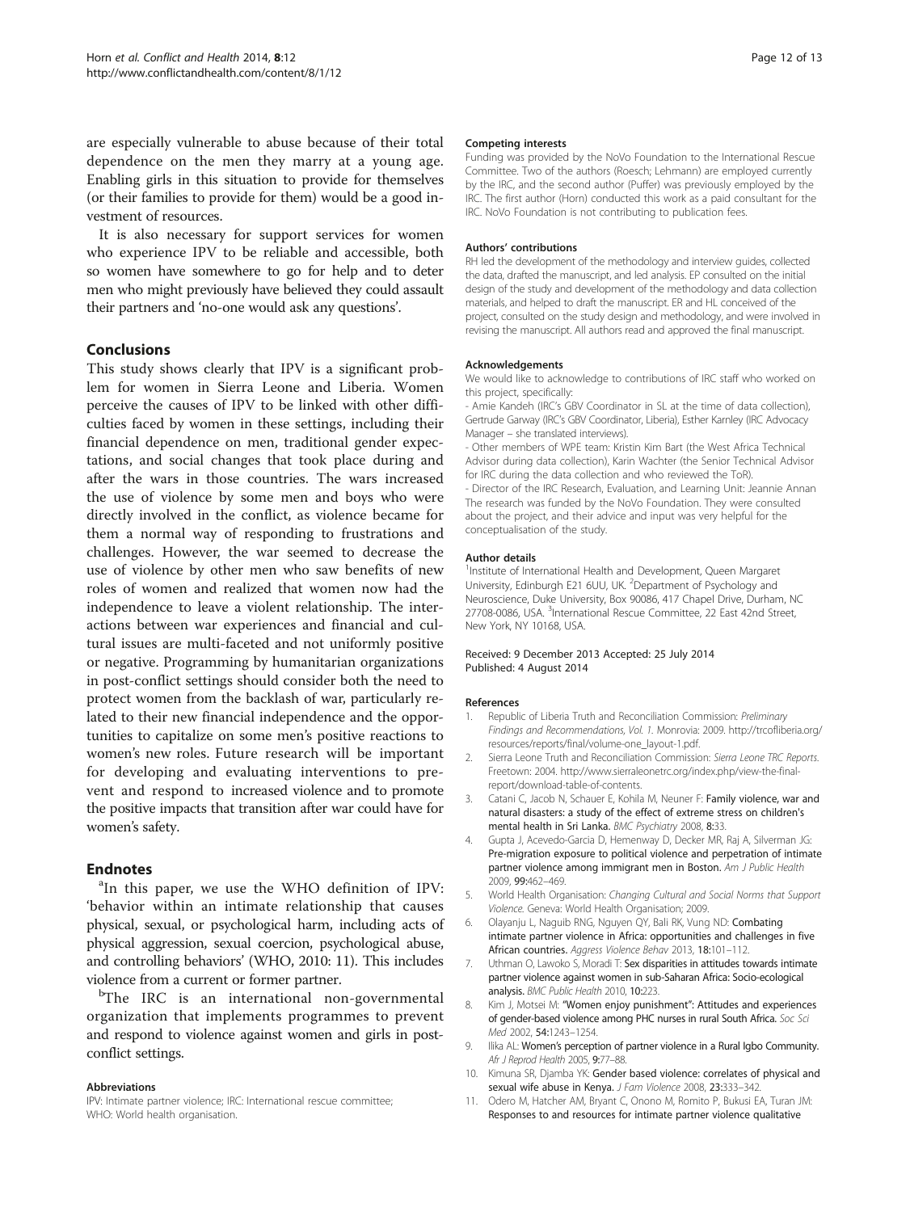are especially vulnerable to abuse because of their total dependence on the men they marry at a young age. Enabling girls in this situation to provide for themselves (or their families to provide for them) would be a good investment of resources.

It is also necessary for support services for women who experience IPV to be reliable and accessible, both so women have somewhere to go for help and to deter men who might previously have believed they could assault their partners and 'no-one would ask any questions'.

## Conclusions

This study shows clearly that IPV is a significant problem for women in Sierra Leone and Liberia. Women perceive the causes of IPV to be linked with other difficulties faced by women in these settings, including their financial dependence on men, traditional gender expectations, and social changes that took place during and after the wars in those countries. The wars increased the use of violence by some men and boys who were directly involved in the conflict, as violence became for them a normal way of responding to frustrations and challenges. However, the war seemed to decrease the use of violence by other men who saw benefits of new roles of women and realized that women now had the independence to leave a violent relationship. The interactions between war experiences and financial and cultural issues are multi-faceted and not uniformly positive or negative. Programming by humanitarian organizations in post-conflict settings should consider both the need to protect women from the backlash of war, particularly related to their new financial independence and the opportunities to capitalize on some men's positive reactions to women's new roles. Future research will be important for developing and evaluating interventions to prevent and respond to increased violence and to promote the positive impacts that transition after war could have for women's safety.

## Endnotes

[a]In this paper, we use the WHO definition of IPV: 'behavior within an intimate relationship that causes physical, sexual, or psychological harm, including acts of physical aggression, sexual coercion, psychological abuse, and controlling behaviors' (WHO, 2010: 11). This includes violence from a current or former partner.

[b]The IRC is an international non-governmental organization that implements programmes to prevent and respond to violence against women and girls in post-conflict settings.

#### Abbreviations

IPV: Intimate partner violence; IRC: International rescue committee; WHO: World health organisation.

#### Competing interests

Funding was provided by the NoVo Foundation to the International Rescue Committee. Two of the authors (Roesch; Lehmann) are employed currently by the IRC, and the second author (Puffer) was previously employed by the IRC. The first author (Horn) conducted this work as a paid consultant for the IRC. NoVo Foundation is not contributing to publication fees.

#### Authors' contributions

RH led the development of the methodology and interview guides, collected the data, drafted the manuscript, and led analysis. EP consulted on the initial design of the study and development of the methodology and data collection materials, and helped to draft the manuscript. ER and HL conceived of the project, consulted on the study design and methodology, and were involved in revising the manuscript. All authors read and approved the final manuscript.

#### Acknowledgements

We would like to acknowledge to contributions of IRC staff who worked on this project, specifically:

- Amie Kandeh (IRC's GBV Coordinator in SL at the time of data collection), Gertrude Garway (IRC's GBV Coordinator, Liberia), Esther Karnley (IRC Advocacy Manager – she translated interviews).
- Other members of WPE team: Kristin Kim Bart (the West Africa Technical Advisor during data collection), Karin Wachter (the Senior Technical Advisor for IRC during the data collection and who reviewed the ToR).
- Director of the IRC Research, Evaluation, and Learning Unit: Jeannie Annan

The research was funded by the NoVo Foundation. They were consulted about the project, and their advice and input was very helpful for the conceptualisation of the study.

#### Author details

[1]Institute of International Health and Development, Queen Margaret University, Edinburgh E21 6UU, UK. [2]Department of Psychology and Neuroscience, Duke University, Box 90086, 417 Chapel Drive, Durham, NC 27708-0086, USA. [3]International Rescue Committee, 22 East 42nd Street, New York, NY 10168, USA.

Received: 9 December 2013 Accepted: 25 July 2014
Published: 4 August 2014

#### References

1. Republic of Liberia Truth and Reconciliation Commission: *Preliminary Findings and Recommendations, Vol. 1.* Monrovia: 2009. http://trcofliberia.org/resources/reports/final/volume-one_layout-1.pdf.
2. Sierra Leone Truth and Reconciliation Commission: *Sierra Leone TRC Reports.* Freetown: 2004. http://www.sierraleonetrc.org/index.php/view-the-final-report/download-table-of-contents.
3. Catani C, Jacob N, Schauer E, Kohila M, Neuner F: **Family violence, war and natural disasters: a study of the effect of extreme stress on children's mental health in Sri Lanka.** *BMC Psychiatry* 2008, **8:**33.
4. Gupta J, Acevedo-Garcia D, Hemenway D, Decker MR, Raj A, Silverman JG: **Pre-migration exposure to political violence and perpetration of intimate partner violence among immigrant men in Boston.** *Am J Public Health* 2009, **99:**462–469.
5. World Health Organisation: *Changing Cultural and Social Norms that Support Violence.* Geneva: World Health Organisation; 2009.
6. Olayanju L, Naguib RNG, Nguyen QY, Bali RK, Vung ND: **Combating intimate partner violence in Africa: opportunities and challenges in five African countries.** *Aggress Violence Behav* 2013, **18:**101–112.
7. Uthman O, Lawoko S, Moradi T: **Sex disparities in attitudes towards intimate partner violence against women in sub-Saharan Africa: Socio-ecological analysis.** *BMC Public Health* 2010, **10:**223.
8. Kim J, Motsei M: **"Women enjoy punishment": Attitudes and experiences of gender-based violence among PHC nurses in rural South Africa.** *Soc Sci Med* 2002, **54:**1243–1254.
9. Ilika AL: **Women's perception of partner violence in a Rural Igbo Community.** *Afr J Reprod Health* 2005, **9:**77–88.
10. Kimuna SR, Djamba YK: **Gender based violence: correlates of physical and sexual wife abuse in Kenya.** *J Fam Violence* 2008, **23:**333–342.
11. Odero M, Hatcher AM, Bryant C, Onono M, Romito P, Bukusi EA, Turan JM: **Responses to and resources for intimate partner violence qualitative**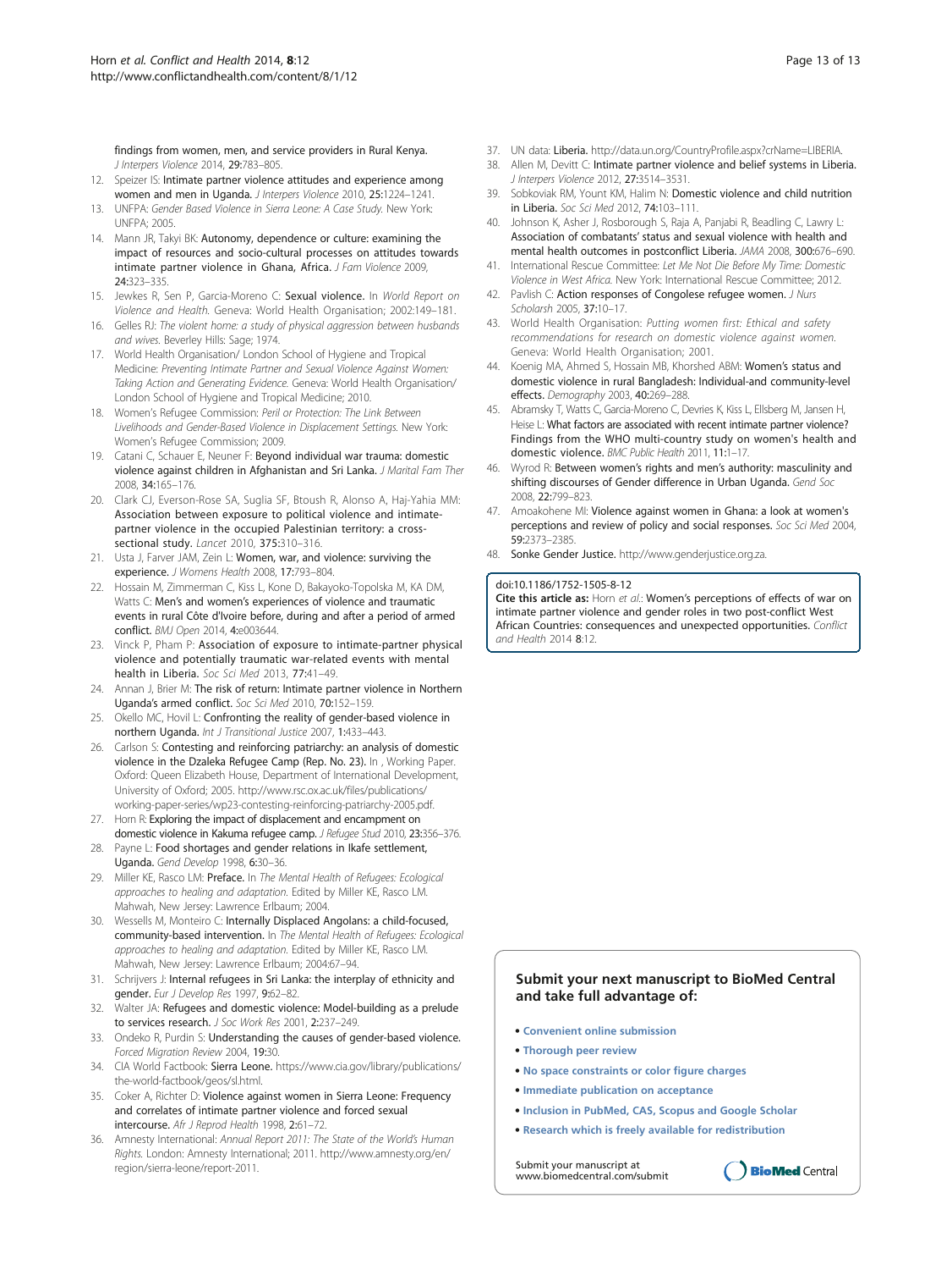findings from women, men, and service providers in Rural Kenya. *J Interpers Violence* 2014, **29**:783–805.

12. Speizer IS: **Intimate partner violence attitudes and experience among women and men in Uganda.** *J Interpers Violence* 2010, **25**:1224–1241.
13. UNFPA: *Gender Based Violence in Sierra Leone: A Case Study.* New York: UNFPA; 2005.
14. Mann JR, Takyi BK: **Autonomy, dependence or culture: examining the impact of resources and socio-cultural processes on attitudes towards intimate partner violence in Ghana, Africa.** *J Fam Violence* 2009, **24**:323–335.
15. Jewkes R, Sen P, Garcia-Moreno C: **Sexual violence.** In *World Report on Violence and Health.* Geneva: World Health Organisation; 2002:149–181.
16. Gelles RJ: *The violent home: a study of physical aggression between husbands and wives.* Beverley Hills: Sage; 1974.
17. World Health Organisation/ London School of Hygiene and Tropical Medicine: *Preventing Intimate Partner and Sexual Violence Against Women: Taking Action and Generating Evidence.* Geneva: World Health Organisation/ London School of Hygiene and Tropical Medicine; 2010.
18. Women's Refugee Commission: *Peril or Protection: The Link Between Livelihoods and Gender-Based Violence in Displacement Settings.* New York: Women's Refugee Commission; 2009.
19. Catani C, Schauer E, Neuner F: **Beyond individual war trauma: domestic violence against children in Afghanistan and Sri Lanka.** *J Marital Fam Ther* 2008, **34**:165–176.
20. Clark CJ, Everson-Rose SA, Suglia SF, Btoush R, Alonso A, Haj-Yahia MM: **Association between exposure to political violence and intimate-partner violence in the occupied Palestinian territory: a cross-sectional study.** *Lancet* 2010, **375**:310–316.
21. Usta J, Farver JAM, Zein L: **Women, war, and violence: surviving the experience.** *J Womens Health* 2008, **17**:793–804.
22. Hossain M, Zimmerman C, Kiss L, Kone D, Bakayoko-Topolska M, KA DM, Watts C: **Men's and women's experiences of violence and traumatic events in rural Côte d'Ivoire before, during and after a period of armed conflict.** *BMJ Open* 2014, **4**:e003644.
23. Vinck P, Pham P: **Association of exposure to intimate-partner physical violence and potentially traumatic war-related events with mental health in Liberia.** *Soc Sci Med* 2013, **77**:41–49.
24. Annan J, Brier M: **The risk of return: Intimate partner violence in Northern Uganda's armed conflict.** *Soc Sci Med* 2010, **70**:152–159.
25. Okello MC, Hovil L: **Confronting the reality of gender-based violence in northern Uganda.** *Int J Transitional Justice* 2007, **1**:433–443.
26. Carlson S: **Contesting and reinforcing patriarchy: an analysis of domestic violence in the Dzaleka Refugee Camp (Rep. No. 23).** In , Working Paper. Oxford: Queen Elizabeth House, Department of International Development, University of Oxford; 2005. http://www.rsc.ox.ac.uk/files/publications/working-paper-series/wp23-contesting-reinforcing-patriarchy-2005.pdf.
27. Horn R: **Exploring the impact of displacement and encampment on domestic violence in Kakuma refugee camp.** *J Refugee Stud* 2010, **23**:356–376.
28. Payne L: **Food shortages and gender relations in Ikafe settlement, Uganda.** *Gend Develop* 1998, **6**:30–36.
29. Miller KE, Rasco LM: **Preface.** In *The Mental Health of Refugees: Ecological approaches to healing and adaptation.* Edited by Miller KE, Rasco LM. Mahwah, New Jersey: Lawrence Erlbaum; 2004.
30. Wessells M, Monteiro C: **Internally Displaced Angolans: a child-focused, community-based intervention.** In *The Mental Health of Refugees: Ecological approaches to healing and adaptation.* Edited by Miller KE, Rasco LM. Mahwah, New Jersey: Lawrence Erlbaum; 2004:67–94.
31. Schrijvers J: **Internal refugees in Sri Lanka: the interplay of ethnicity and gender.** *Eur J Develop Res* 1997, **9**:62–82.
32. Walter JA: **Refugees and domestic violence: Model-building as a prelude to services research.** *J Soc Work Res* 2001, **2**:237–249.
33. Ondeko R, Purdin S: **Understanding the causes of gender-based violence.** *Forced Migration Review* 2004, **19**:30.
34. CIA World Factbook: **Sierra Leone.** https://www.cia.gov/library/publications/the-world-factbook/geos/sl.html.
35. Coker A, Richter D: **Violence against women in Sierra Leone: Frequency and correlates of intimate partner violence and forced sexual intercourse.** *Afr J Reprod Health* 1998, **2**:61–72.
36. Amnesty International: *Annual Report 2011: The State of the World's Human Rights.* London: Amnesty International; 2011. http://www.amnesty.org/en/region/sierra-leone/report-2011.
37. UN data: **Liberia.** http://data.un.org/CountryProfile.aspx?crName=LIBERIA.
38. Allen M, Devitt C: **Intimate partner violence and belief systems in Liberia.** *J Interpers Violence* 2012, **27**:3514–3531.
39. Sobkoviak RM, Yount KM, Halim N: **Domestic violence and child nutrition in Liberia.** *Soc Sci Med* 2012, **74**:103–111.
40. Johnson K, Asher J, Rosborough S, Raja A, Panjabi R, Beadling C, Lawry L: **Association of combatants' status and sexual violence with health and mental health outcomes in postconflict Liberia.** *JAMA* 2008, **300**:676–690.
41. International Rescue Committee: *Let Me Not Die Before My Time: Domestic Violence in West Africa.* New York: International Rescue Committee; 2012.
42. Pavlish C: **Action responses of Congolese refugee women.** *J Nurs Scholarsh* 2005, **37**:10–17.
43. World Health Organisation: *Putting women first: Ethical and safety recommendations for research on domestic violence against women.* Geneva: World Health Organisation; 2001.
44. Koenig MA, Ahmed S, Hossain MB, Khorshed ABM: **Women's status and domestic violence in rural Bangladesh: Individual-and community-level effects.** *Demography* 2003, **40**:269–288.
45. Abramsky T, Watts C, Garcia-Moreno C, Devries K, Kiss L, Ellsberg M, Jansen H, Heise L: **What factors are associated with recent intimate partner violence? Findings from the WHO multi-country study on women's health and domestic violence.** *BMC Public Health* 2011, **11**:1–17.
46. Wyrod R: **Between women's rights and men's authority: masculinity and shifting discourses of Gender difference in Urban Uganda.** *Gend Soc* 2008, **22**:799–823.
47. Amoakohene MI: **Violence against women in Ghana: a look at women's perceptions and review of policy and social responses.** *Soc Sci Med* 2004, **59**:2373–2385.
48. Sonke Gender Justice. http://www.genderjustice.org.za.

doi:10.1186/1752-1505-8-12

**Cite this article as:** Horn *et al.*: Women's perceptions of effects of war on intimate partner violence and gender roles in two post-conflict West African Countries: consequences and unexpected opportunities. *Conflict and Health* 2014 **8**:12.

**Submit your next manuscript to BioMed Central and take full advantage of:**

- **Convenient online submission**
- **Thorough peer review**
- **No space constraints or color figure charges**
- **Immediate publication on acceptance**
- **Inclusion in PubMed, CAS, Scopus and Google Scholar**
- **Research which is freely available for redistribution**

Submit your manuscript at
www.biomedcentral.com/submit

BioMed Central